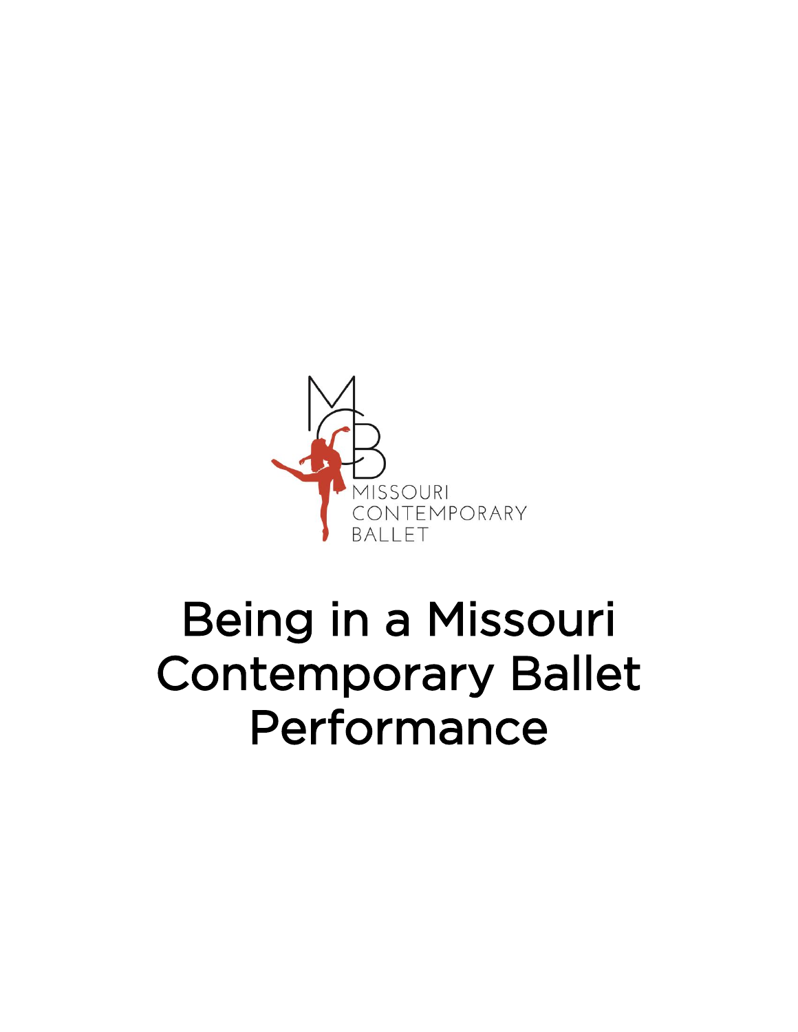MISSOURI CONTEMPORARY BALLET

# Being in a Missouri Contemporary Ballet Performance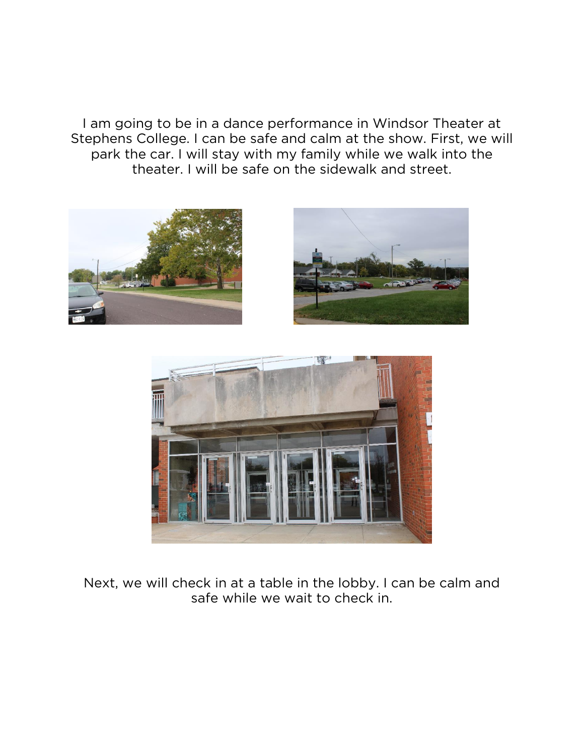I am going to be in a dance performance in Windsor Theater at Stephens College. I can be safe and calm at the show. First, we will park the car. I will stay with my family while we walk into the theater. I will be safe on the sidewalk and street.

Next, we will check in at a table in the lobby. I can be calm and safe while we wait to check in.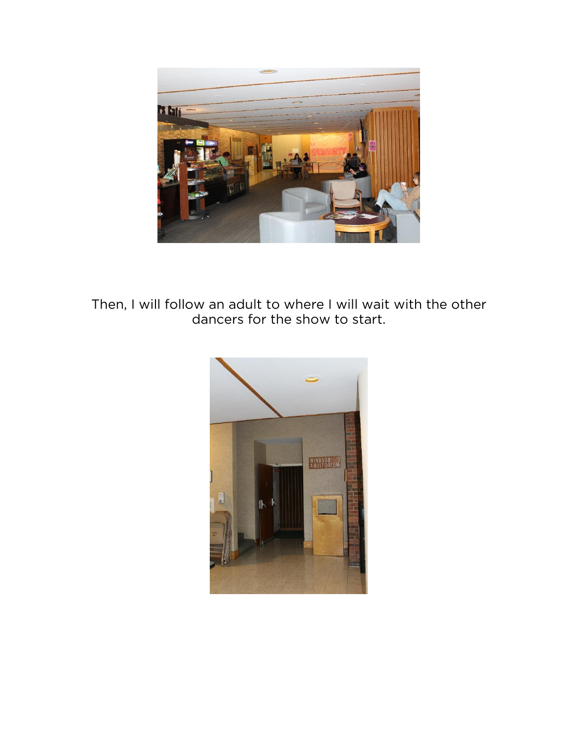Then, I will follow an adult to where I will wait with the other dancers for the show to start.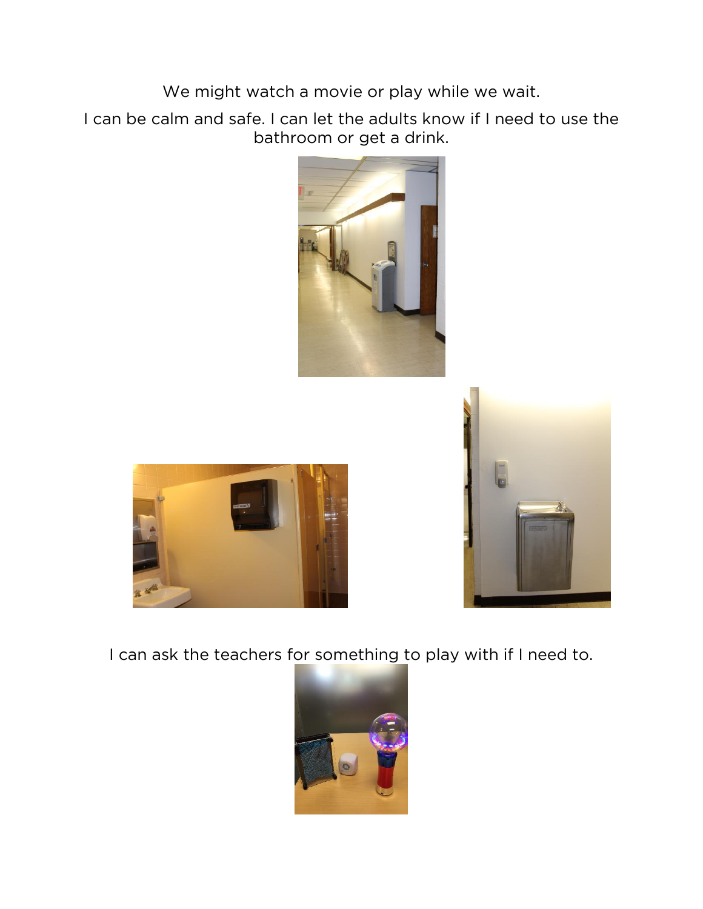We might watch a movie or play while we wait.

I can be calm and safe. I can let the adults know if I need to use the bathroom or get a drink.

I can ask the teachers for something to play with if I need to.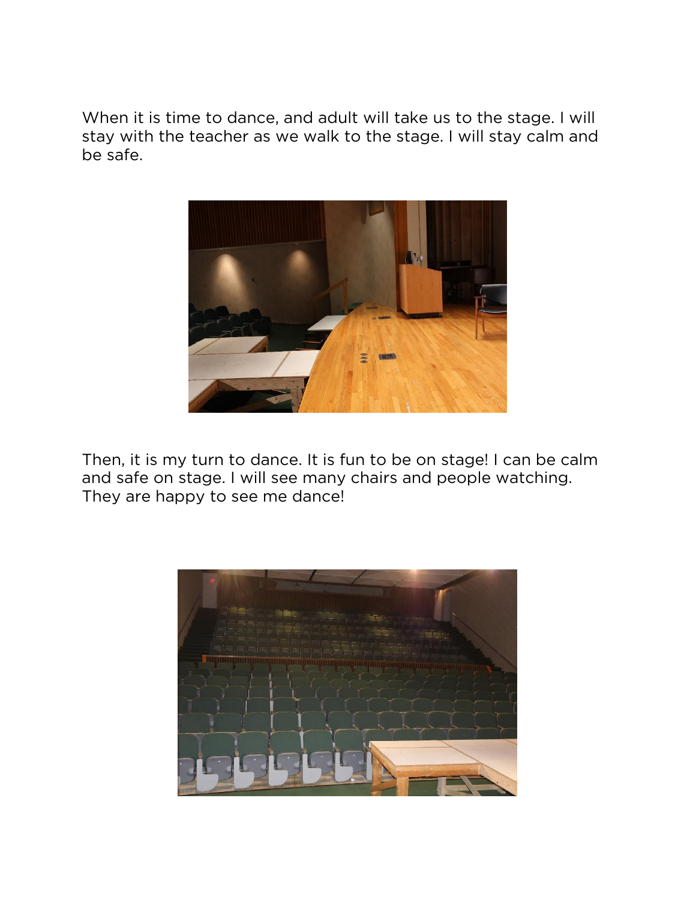When it is time to dance, and adult will take us to the stage. I will stay with the teacher as we walk to the stage. I will stay calm and be safe.

Then, it is my turn to dance. It is fun to be on stage! I can be calm and safe on stage. I will see many chairs and people watching. They are happy to see me dance!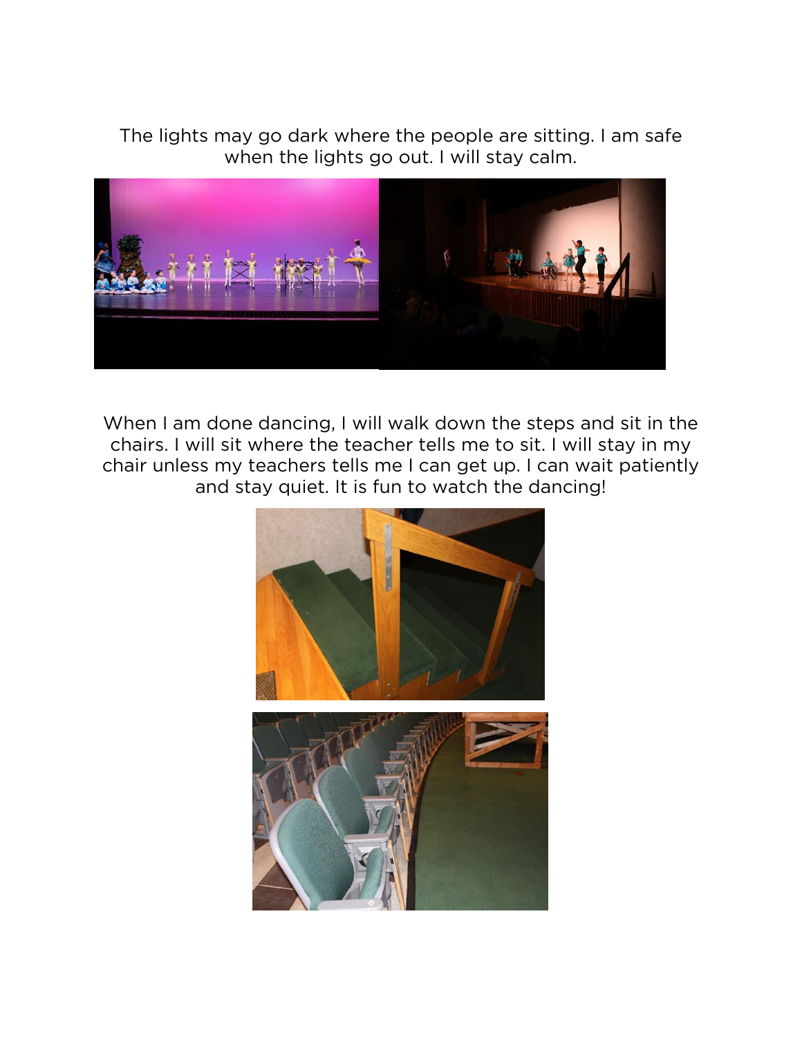The lights may go dark where the people are sitting. I am safe when the lights go out. I will stay calm.

When I am done dancing, I will walk down the steps and sit in the chairs. I will sit where the teacher tells me to sit. I will stay in my chair unless my teachers tells me I can get up. I can wait patiently and stay quiet. It is fun to watch the dancing!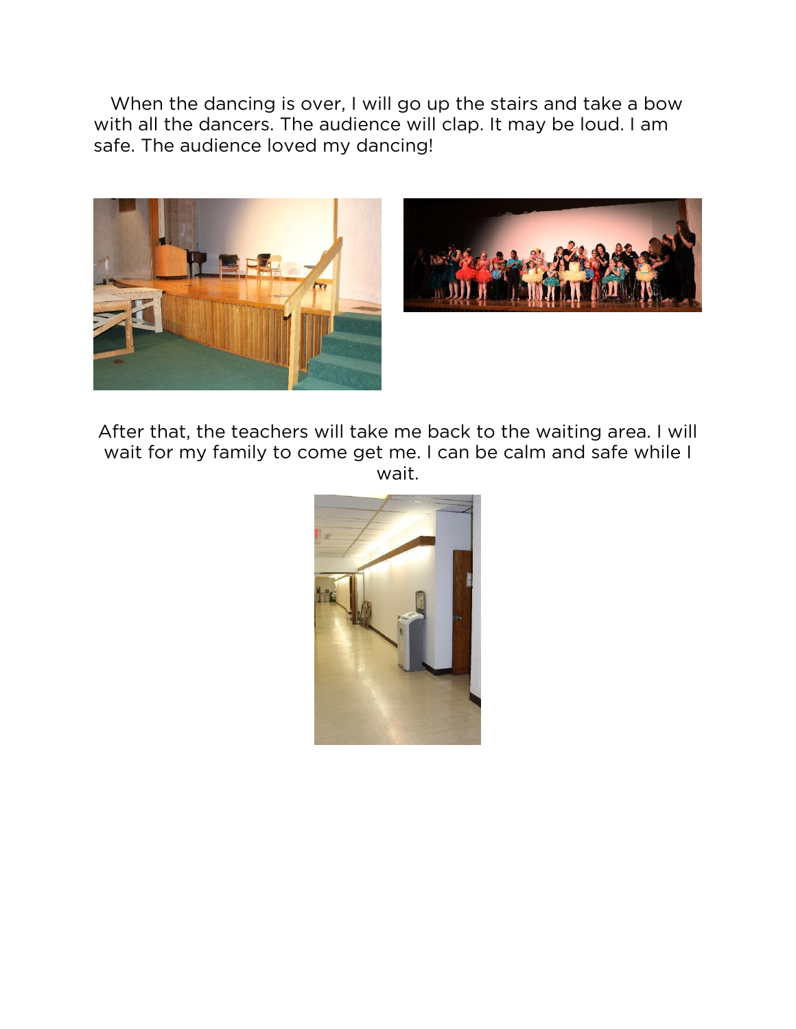When the dancing is over, I will go up the stairs and take a bow with all the dancers. The audience will clap. It may be loud. I am safe. The audience loved my dancing!

After that, the teachers will take me back to the waiting area. I will wait for my family to come get me. I can be calm and safe while I wait.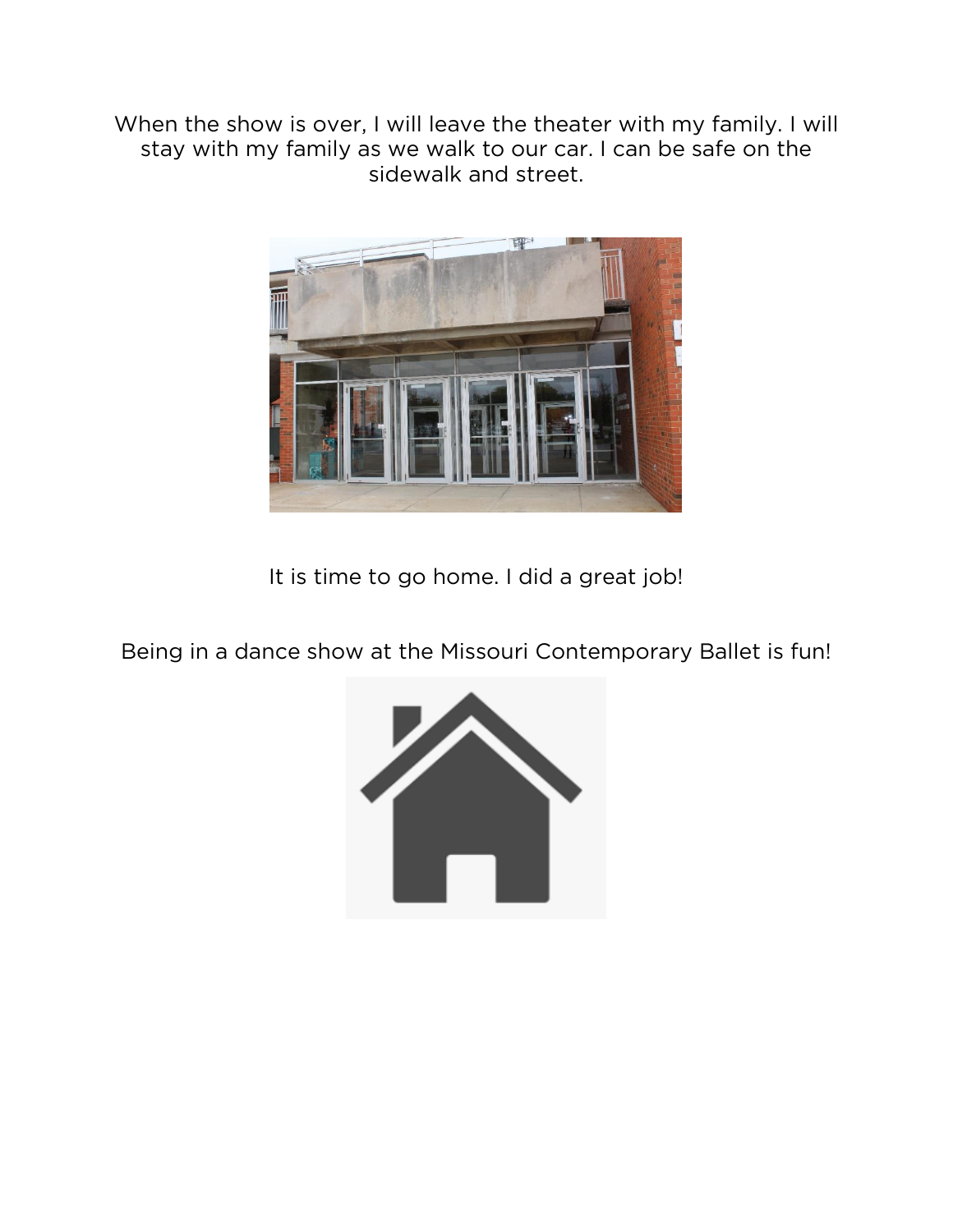When the show is over, I will leave the theater with my family. I will stay with my family as we walk to our car. I can be safe on the sidewalk and street.

It is time to go home. I did a great job!

Being in a dance show at the Missouri Contemporary Ballet is fun!